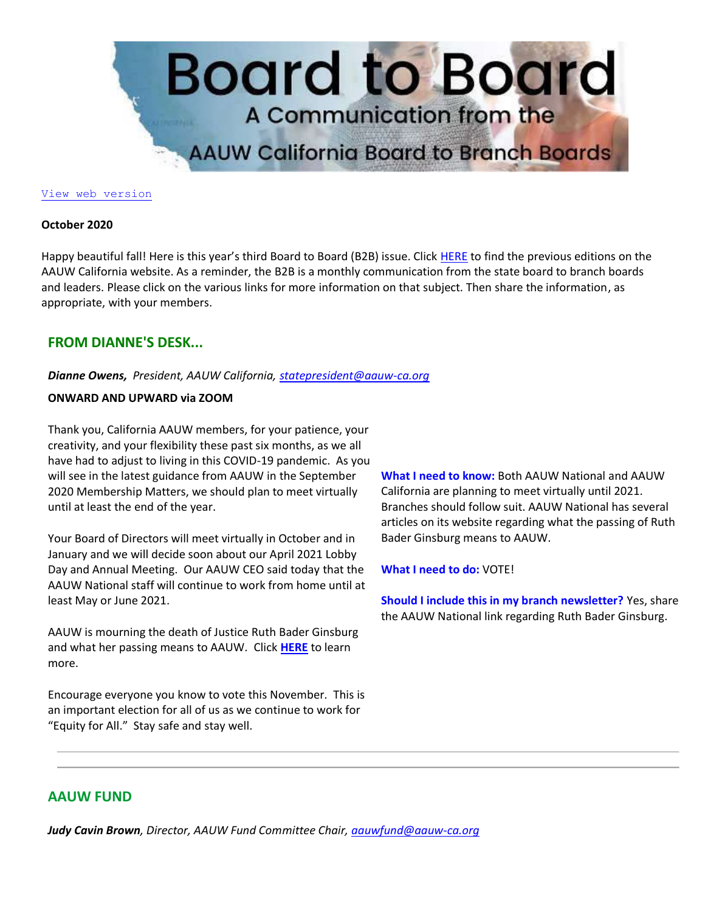# Board to Board

## A Communication from the AAUW California Board to Branch Boards

View web version

**October 2020**

Happy beautiful fall! Here is this year's third Board to Board (B2B) issue. Click HERE to find the previous editions on the AAUW California website. As a reminder, the B2B is a monthly communication from the state board to branch boards and leaders. Please click on the various links for more information on that subject. Then share the information, as appropriate, with your members.

## FROM DIANNE'S DESK...

***Dianne Owens**, President, AAUW California, statepresident@aauw-ca.org*

**ONWARD AND UPWARD via ZOOM**

Thank you, California AAUW members, for your patience, your creativity, and your flexibility these past six months, as we all have had to adjust to living in this COVID-19 pandemic. As you will see in the latest guidance from AAUW in the September 2020 Membership Matters, we should plan to meet virtually until at least the end of the year.

Your Board of Directors will meet virtually in October and in January and we will decide soon about our April 2021 Lobby Day and Annual Meeting. Our AAUW CEO said today that the AAUW National staff will continue to work from home until at least May or June 2021.

AAUW is mourning the death of Justice Ruth Bader Ginsburg and what her passing means to AAUW. Click **HERE** to learn more.

Encourage everyone you know to vote this November. This is an important election for all of us as we continue to work for "Equity for All." Stay safe and stay well.

**What I need to know:** Both AAUW National and AAUW California are planning to meet virtually until 2021. Branches should follow suit. AAUW National has several articles on its website regarding what the passing of Ruth Bader Ginsburg means to AAUW.

**What I need to do:** VOTE!

**Should I include this in my branch newsletter?** Yes, share the AAUW National link regarding Ruth Bader Ginsburg.

---

## AAUW FUND

***Judy Cavin Brown**, Director, AAUW Fund Committee Chair, aauwfund@aauw-ca.org*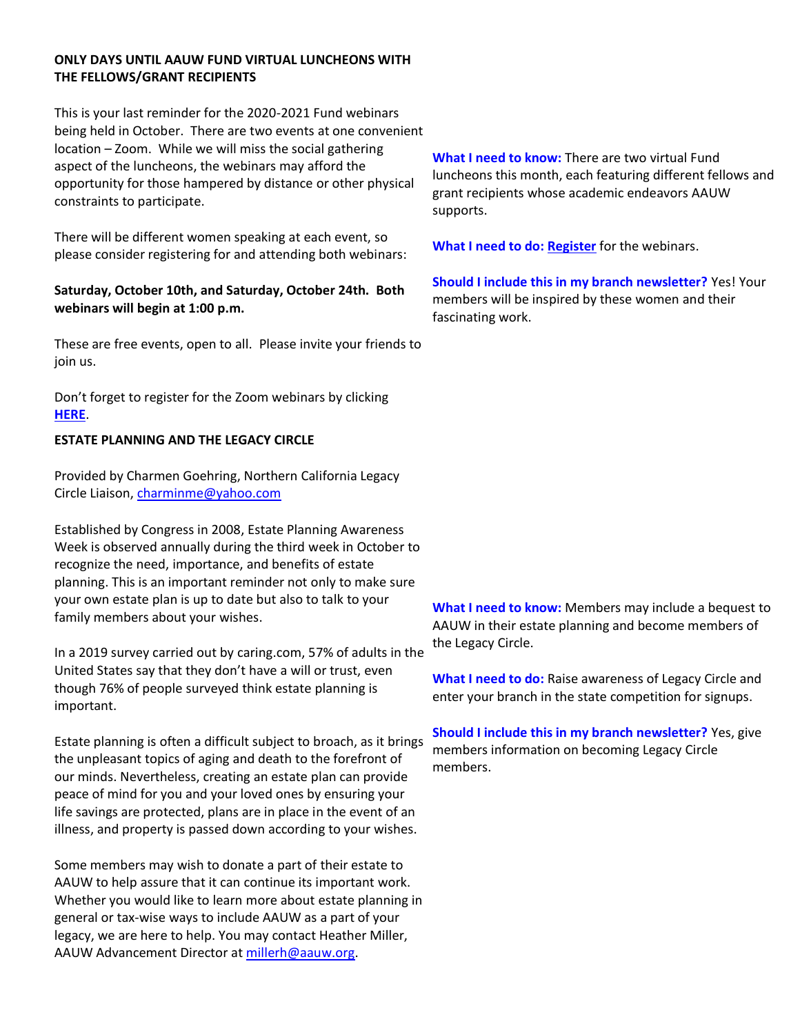**ONLY DAYS UNTIL AAUW FUND VIRTUAL LUNCHEONS WITH THE FELLOWS/GRANT RECIPIENTS**

This is your last reminder for the 2020-2021 Fund webinars being held in October. There are two events at one convenient location – Zoom. While we will miss the social gathering aspect of the luncheons, the webinars may afford the opportunity for those hampered by distance or other physical constraints to participate.

There will be different women speaking at each event, so please consider registering for and attending both webinars:

**Saturday, October 10th, and Saturday, October 24th. Both webinars will begin at 1:00 p.m.**

These are free events, open to all. Please invite your friends to join us.

Don't forget to register for the Zoom webinars by clicking **HERE**.

**What I need to know:** There are two virtual Fund luncheons this month, each featuring different fellows and grant recipients whose academic endeavors AAUW supports.

**What I need to do:** **Register** for the webinars.

**Should I include this in my branch newsletter?** Yes! Your members will be inspired by these women and their fascinating work.

**ESTATE PLANNING AND THE LEGACY CIRCLE**

Provided by Charmen Goehring, Northern California Legacy Circle Liaison, charminme@yahoo.com

Established by Congress in 2008, Estate Planning Awareness Week is observed annually during the third week in October to recognize the need, importance, and benefits of estate planning. This is an important reminder not only to make sure your own estate plan is up to date but also to talk to your family members about your wishes.

In a 2019 survey carried out by caring.com, 57% of adults in the United States say that they don't have a will or trust, even though 76% of people surveyed think estate planning is important.

Estate planning is often a difficult subject to broach, as it brings the unpleasant topics of aging and death to the forefront of our minds. Nevertheless, creating an estate plan can provide peace of mind for you and your loved ones by ensuring your life savings are protected, plans are in place in the event of an illness, and property is passed down according to your wishes.

Some members may wish to donate a part of their estate to AAUW to help assure that it can continue its important work. Whether you would like to learn more about estate planning in general or tax-wise ways to include AAUW as a part of your legacy, we are here to help. You may contact Heather Miller, AAUW Advancement Director at millerh@aauw.org.

**What I need to know:** Members may include a bequest to AAUW in their estate planning and become members of the Legacy Circle.

**What I need to do:** Raise awareness of Legacy Circle and enter your branch in the state competition for signups.

**Should I include this in my branch newsletter?** Yes, give members information on becoming Legacy Circle members.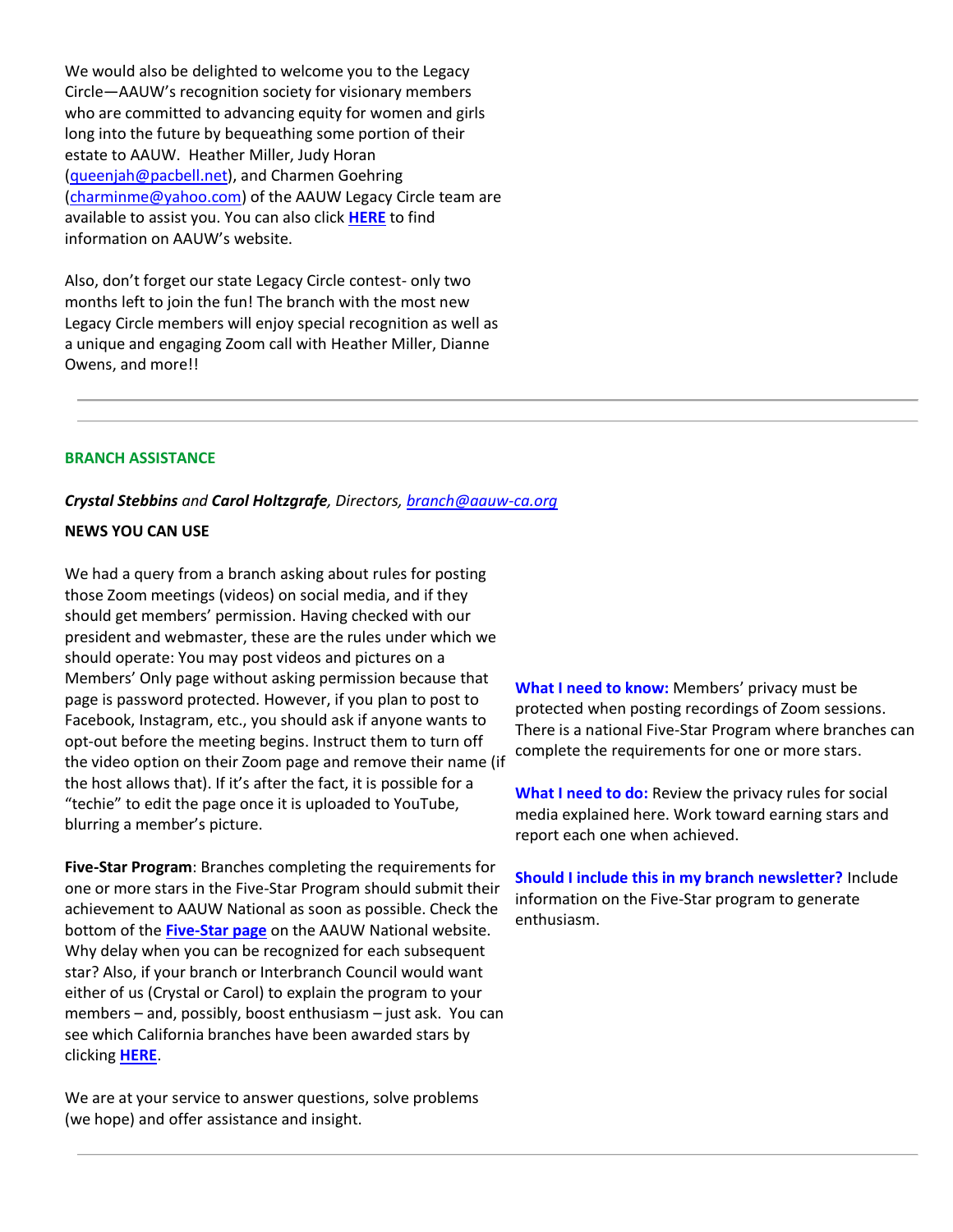We would also be delighted to welcome you to the Legacy Circle—AAUW's recognition society for visionary members who are committed to advancing equity for women and girls long into the future by bequeathing some portion of their estate to AAUW. Heather Miller, Judy Horan (queenjah@pacbell.net), and Charmen Goehring (charminme@yahoo.com) of the AAUW Legacy Circle team are available to assist you. You can also click **HERE** to find information on AAUW's website.

Also, don't forget our state Legacy Circle contest- only two months left to join the fun! The branch with the most new Legacy Circle members will enjoy special recognition as well as a unique and engaging Zoom call with Heather Miller, Dianne Owens, and more!!

---

## BRANCH ASSISTANCE

***Crystal Stebbins*** *and* ***Carol Holtzgrafe****, Directors, branch@aauw-ca.org*

**NEWS YOU CAN USE**

We had a query from a branch asking about rules for posting those Zoom meetings (videos) on social media, and if they should get members' permission. Having checked with our president and webmaster, these are the rules under which we should operate: You may post videos and pictures on a Members' Only page without asking permission because that page is password protected. However, if you plan to post to Facebook, Instagram, etc., you should ask if anyone wants to opt-out before the meeting begins. Instruct them to turn off the video option on their Zoom page and remove their name (if the host allows that). If it's after the fact, it is possible for a "techie" to edit the page once it is uploaded to YouTube, blurring a member's picture.

**Five-Star Program**: Branches completing the requirements for one or more stars in the Five-Star Program should submit their achievement to AAUW National as soon as possible. Check the bottom of the **Five-Star page** on the AAUW National website. Why delay when you can be recognized for each subsequent star? Also, if your branch or Interbranch Council would want either of us (Crystal or Carol) to explain the program to your members – and, possibly, boost enthusiasm – just ask. You can see which California branches have been awarded stars by clicking **HERE**.

We are at your service to answer questions, solve problems (we hope) and offer assistance and insight.

**What I need to know:** Members' privacy must be protected when posting recordings of Zoom sessions. There is a national Five-Star Program where branches can complete the requirements for one or more stars.

**What I need to do:** Review the privacy rules for social media explained here. Work toward earning stars and report each one when achieved.

**Should I include this in my branch newsletter?** Include information on the Five-Star program to generate enthusiasm.

---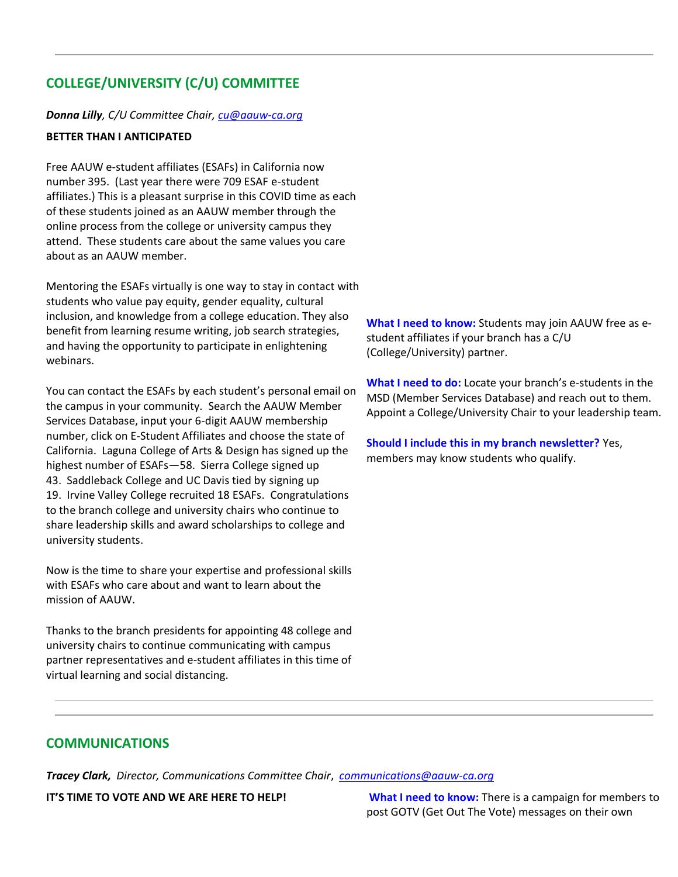## COLLEGE/UNIVERSITY (C/U) COMMITTEE

***Donna Lilly**, C/U Committee Chair, [cu@aauw-ca.org](mailto:cu@aauw-ca.org)*

**BETTER THAN I ANTICIPATED**

Free AAUW e-student affiliates (ESAFs) in California now number 395. (Last year there were 709 ESAF e-student affiliates.) This is a pleasant surprise in this COVID time as each of these students joined as an AAUW member through the online process from the college or university campus they attend. These students care about the same values you care about as an AAUW member.

Mentoring the ESAFs virtually is one way to stay in contact with students who value pay equity, gender equality, cultural inclusion, and knowledge from a college education. They also benefit from learning resume writing, job search strategies, and having the opportunity to participate in enlightening webinars.

You can contact the ESAFs by each student's personal email on the campus in your community. Search the AAUW Member Services Database, input your 6-digit AAUW membership number, click on E-Student Affiliates and choose the state of California. Laguna College of Arts & Design has signed up the highest number of ESAFs—58. Sierra College signed up 43. Saddleback College and UC Davis tied by signing up 19. Irvine Valley College recruited 18 ESAFs. Congratulations to the branch college and university chairs who continue to share leadership skills and award scholarships to college and university students.

Now is the time to share your expertise and professional skills with ESAFs who care about and want to learn about the mission of AAUW.

Thanks to the branch presidents for appointing 48 college and university chairs to continue communicating with campus partner representatives and e-student affiliates in this time of virtual learning and social distancing.

**What I need to know:** Students may join AAUW free as e-student affiliates if your branch has a C/U (College/University) partner.

**What I need to do:** Locate your branch's e-students in the MSD (Member Services Database) and reach out to them. Appoint a College/University Chair to your leadership team.

**Should I include this in my branch newsletter?** Yes, members may know students who qualify.

---

## COMMUNICATIONS

***Tracey Clark,** Director, Communications Committee Chair, [communications@aauw-ca.org](mailto:communications@aauw-ca.org)*

**IT'S TIME TO VOTE AND WE ARE HERE TO HELP!**

**What I need to know:** There is a campaign for members to post GOTV (Get Out The Vote) messages on their own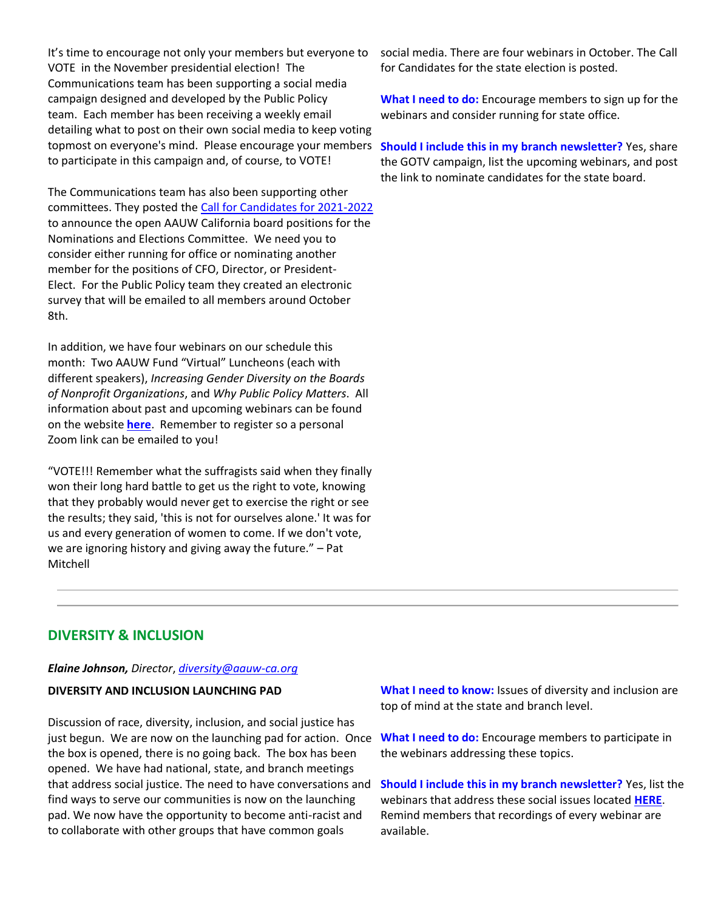It's time to encourage not only your members but everyone to VOTE in the November presidential election! The Communications team has been supporting a social media campaign designed and developed by the Public Policy team. Each member has been receiving a weekly email detailing what to post on their own social media to keep voting topmost on everyone's mind. Please encourage your members to participate in this campaign and, of course, to VOTE!

The Communications team has also been supporting other committees. They posted the [Call for Candidates for 2021-2022] to announce the open AAUW California board positions for the Nominations and Elections Committee. We need you to consider either running for office or nominating another member for the positions of CFO, Director, or President-Elect. For the Public Policy team they created an electronic survey that will be emailed to all members around October 8th.

In addition, we have four webinars on our schedule this month: Two AAUW Fund "Virtual" Luncheons (each with different speakers), *Increasing Gender Diversity on the Boards of Nonprofit Organizations*, and *Why Public Policy Matters*. All information about past and upcoming webinars can be found on the website **here**. Remember to register so a personal Zoom link can be emailed to you!

"VOTE!!! Remember what the suffragists said when they finally won their long hard battle to get us the right to vote, knowing that they probably would never get to exercise the right or see the results; they said, 'this is not for ourselves alone.' It was for us and every generation of women to come. If we don't vote, we are ignoring history and giving away the future." – Pat Mitchell

social media. There are four webinars in October. The Call for Candidates for the state election is posted.

**What I need to do:** Encourage members to sign up for the webinars and consider running for state office.

**Should I include this in my branch newsletter?** Yes, share the GOTV campaign, list the upcoming webinars, and post the link to nominate candidates for the state board.

---

## DIVERSITY & INCLUSION

***Elaine Johnson,*** *Director*, *diversity@aauw-ca.org*

**DIVERSITY AND INCLUSION LAUNCHING PAD**

Discussion of race, diversity, inclusion, and social justice has just begun. We are now on the launching pad for action. Once the box is opened, there is no going back. The box has been opened. We have had national, state, and branch meetings that address social justice. The need to have conversations and find ways to serve our communities is now on the launching pad. We now have the opportunity to become anti-racist and to collaborate with other groups that have common goals

**What I need to know:** Issues of diversity and inclusion are top of mind at the state and branch level.

**What I need to do:** Encourage members to participate in the webinars addressing these topics.

**Should I include this in my branch newsletter?** Yes, list the webinars that address these social issues located **HERE**. Remind members that recordings of every webinar are available.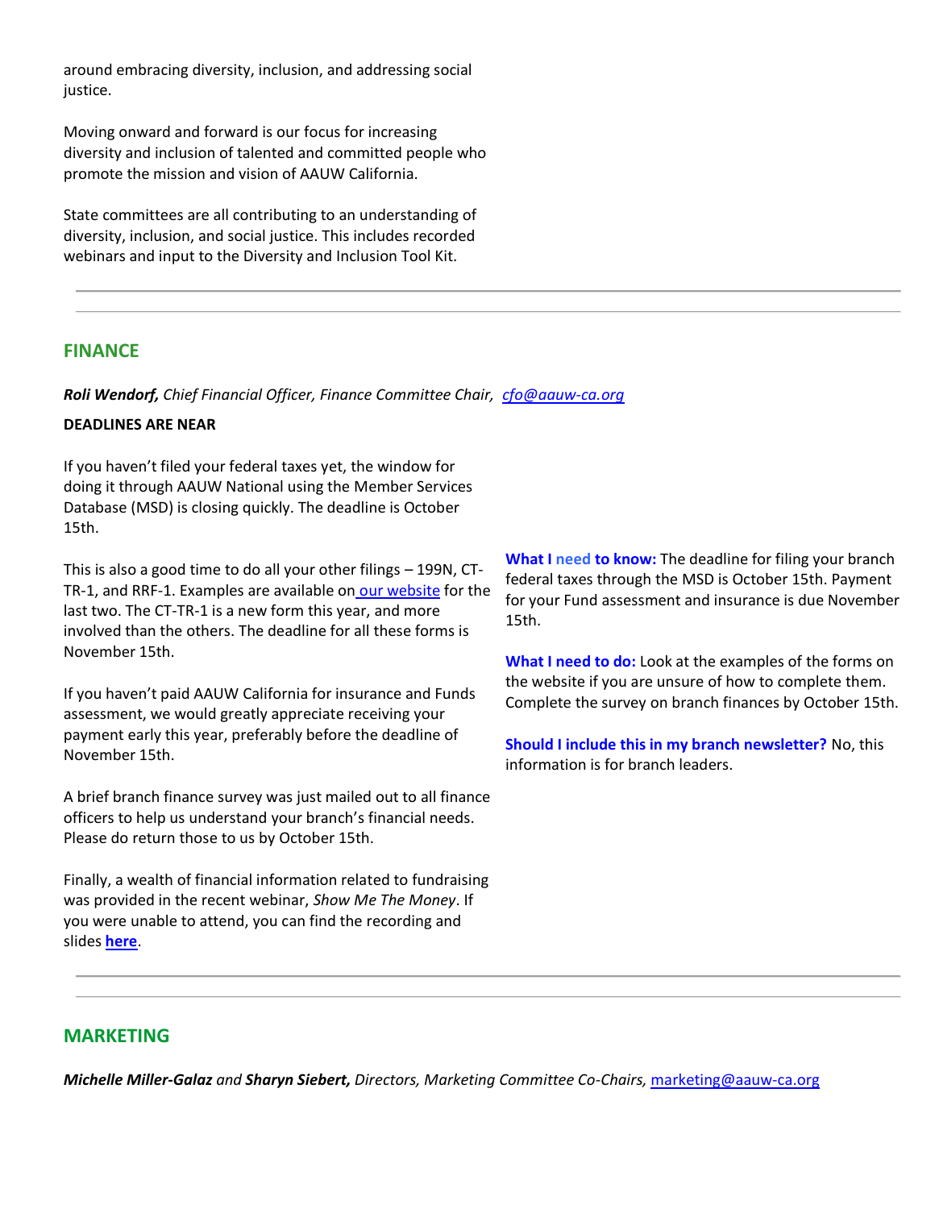around embracing diversity, inclusion, and addressing social justice.

Moving onward and forward is our focus for increasing diversity and inclusion of talented and committed people who promote the mission and vision of AAUW California.

State committees are all contributing to an understanding of diversity, inclusion, and social justice. This includes recorded webinars and input to the Diversity and Inclusion Tool Kit.

---

## FINANCE

***Roli Wendorf,*** *Chief Financial Officer, Finance Committee Chair,* *[cfo@aauw-ca.org](mailto:cfo@aauw-ca.org)*

**DEADLINES ARE NEAR**

If you haven't filed your federal taxes yet, the window for doing it through AAUW National using the Member Services Database (MSD) is closing quickly. The deadline is October 15th.

This is also a good time to do all your other filings – 199N, CT-TR-1, and RRF-1. Examples are available on our website for the last two. The CT-TR-1 is a new form this year, and more involved than the others. The deadline for all these forms is November 15th.

If you haven't paid AAUW California for insurance and Funds assessment, we would greatly appreciate receiving your payment early this year, preferably before the deadline of November 15th.

A brief branch finance survey was just mailed out to all finance officers to help us understand your branch's financial needs. Please do return those to us by October 15th.

Finally, a wealth of financial information related to fundraising was provided in the recent webinar, *Show Me The Money*. If you were unable to attend, you can find the recording and slides **here**.

**What I need to know:** The deadline for filing your branch federal taxes through the MSD is October 15th. Payment for your Fund assessment and insurance is due November 15th.

**What I need to do:** Look at the examples of the forms on the website if you are unsure of how to complete them. Complete the survey on branch finances by October 15th.

**Should I include this in my branch newsletter?** No, this information is for branch leaders.

---

## MARKETING

***Michelle Miller-Galaz*** *and* ***Sharyn Siebert,*** *Directors, Marketing Committee Co-Chairs,* [marketing@aauw-ca.org](mailto:marketing@aauw-ca.org)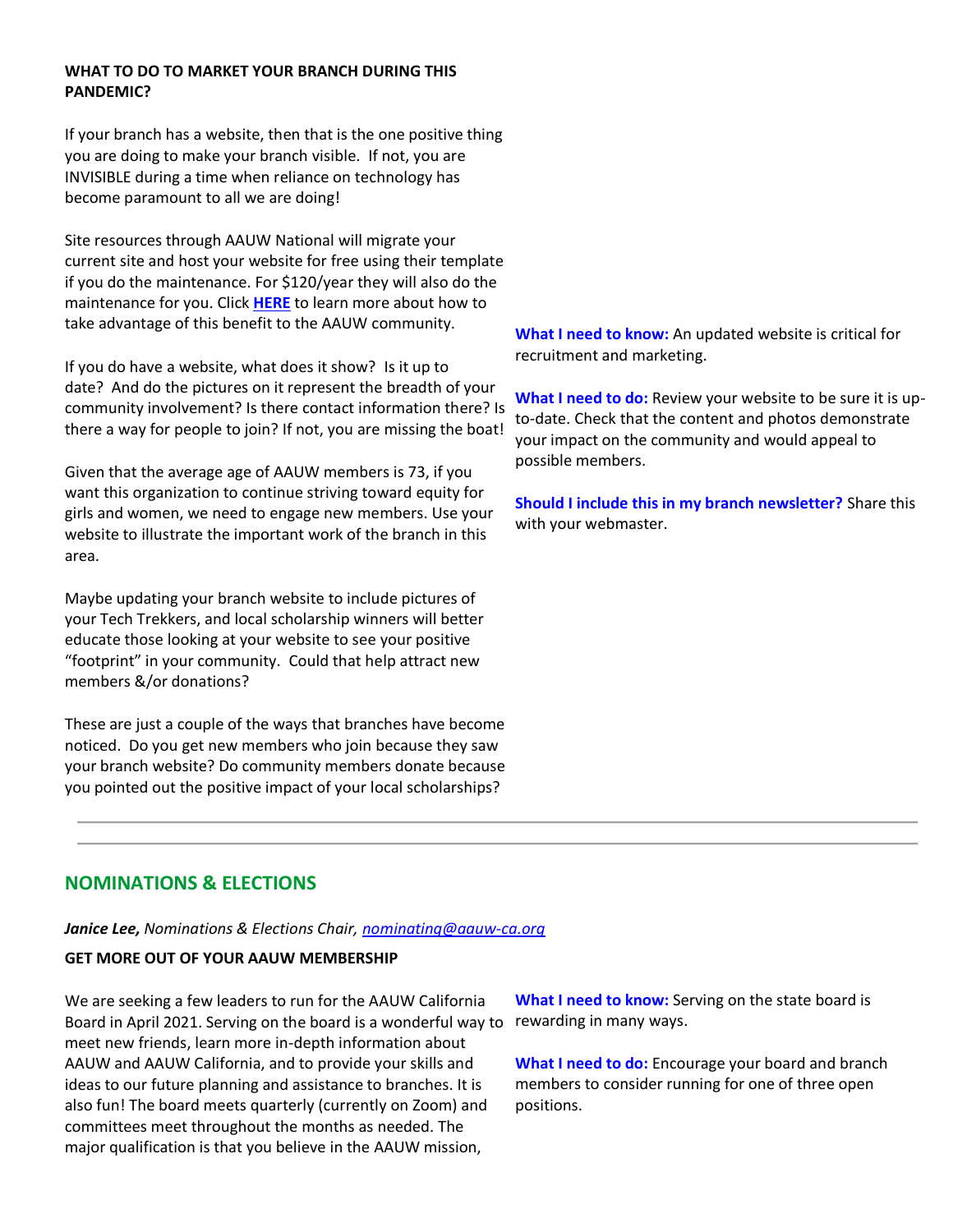**WHAT TO DO TO MARKET YOUR BRANCH DURING THIS PANDEMIC?**

If your branch has a website, then that is the one positive thing you are doing to make your branch visible. If not, you are INVISIBLE during a time when reliance on technology has become paramount to all we are doing!

Site resources through AAUW National will migrate your current site and host your website for free using their template if you do the maintenance. For $120/year they will also do the maintenance for you. Click **HERE** to learn more about how to take advantage of this benefit to the AAUW community.

If you do have a website, what does it show? Is it up to date? And do the pictures on it represent the breadth of your community involvement? Is there contact information there? Is there a way for people to join? If not, you are missing the boat!

Given that the average age of AAUW members is 73, if you want this organization to continue striving toward equity for girls and women, we need to engage new members. Use your website to illustrate the important work of the branch in this area.

Maybe updating your branch website to include pictures of your Tech Trekkers, and local scholarship winners will better educate those looking at your website to see your positive "footprint" in your community. Could that help attract new members &/or donations?

These are just a couple of the ways that branches have become noticed. Do you get new members who join because they saw your branch website? Do community members donate because you pointed out the positive impact of your local scholarships?

**What I need to know:** An updated website is critical for recruitment and marketing.

**What I need to do:** Review your website to be sure it is up-to-date. Check that the content and photos demonstrate your impact on the community and would appeal to possible members.

**Should I include this in my branch newsletter?** Share this with your webmaster.

---

## NOMINATIONS & ELECTIONS

***Janice Lee,*** *Nominations & Elections Chair, nominating@aauw-ca.org*

**GET MORE OUT OF YOUR AAUW MEMBERSHIP**

We are seeking a few leaders to run for the AAUW California Board in April 2021. Serving on the board is a wonderful way to meet new friends, learn more in-depth information about AAUW and AAUW California, and to provide your skills and ideas to our future planning and assistance to branches. It is also fun! The board meets quarterly (currently on Zoom) and committees meet throughout the months as needed. The major qualification is that you believe in the AAUW mission,

**What I need to know:** Serving on the state board is rewarding in many ways.

**What I need to do:** Encourage your board and branch members to consider running for one of three open positions.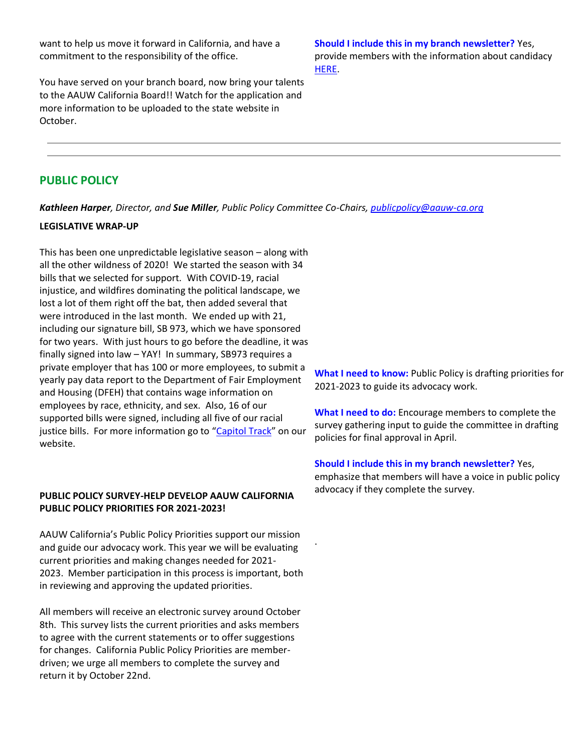want to help us move it forward in California, and have a commitment to the responsibility of the office.

You have served on your branch board, now bring your talents to the AAUW California Board!! Watch for the application and more information to be uploaded to the state website in October.

**Should I include this in my branch newsletter?** Yes, provide members with the information about candidacy [HERE](HERE).

---

## PUBLIC POLICY

***Kathleen Harper**, Director, and **Sue Miller**, Public Policy Committee Co-Chairs, [publicpolicy@aauw-ca.org](mailto:publicpolicy@aauw-ca.org)*

**LEGISLATIVE WRAP-UP**

This has been one unpredictable legislative season – along with all the other wildness of 2020! We started the season with 34 bills that we selected for support. With COVID-19, racial injustice, and wildfires dominating the political landscape, we lost a lot of them right off the bat, then added several that were introduced in the last month. We ended up with 21, including our signature bill, SB 973, which we have sponsored for two years. With just hours to go before the deadline, it was finally signed into law – YAY! In summary, SB973 requires a private employer that has 100 or more employees, to submit a yearly pay data report to the Department of Fair Employment and Housing (DFEH) that contains wage information on employees by race, ethnicity, and sex. Also, 16 of our supported bills were signed, including all five of our racial justice bills. For more information go to "[Capitol Track](Capitol Track)" on our website.

**PUBLIC POLICY SURVEY-HELP DEVELOP AAUW CALIFORNIA PUBLIC POLICY PRIORITIES FOR 2021-2023!**

AAUW California's Public Policy Priorities support our mission and guide our advocacy work. This year we will be evaluating current priorities and making changes needed for 2021-2023. Member participation in this process is important, both in reviewing and approving the updated priorities.

All members will receive an electronic survey around October 8th. This survey lists the current priorities and asks members to agree with the current statements or to offer suggestions for changes. California Public Policy Priorities are member-driven; we urge all members to complete the survey and return it by October 22nd.

**What I need to know:** Public Policy is drafting priorities for 2021-2023 to guide its advocacy work.

**What I need to do:** Encourage members to complete the survey gathering input to guide the committee in drafting policies for final approval in April.

**Should I include this in my branch newsletter?** Yes, emphasize that members will have a voice in public policy advocacy if they complete the survey.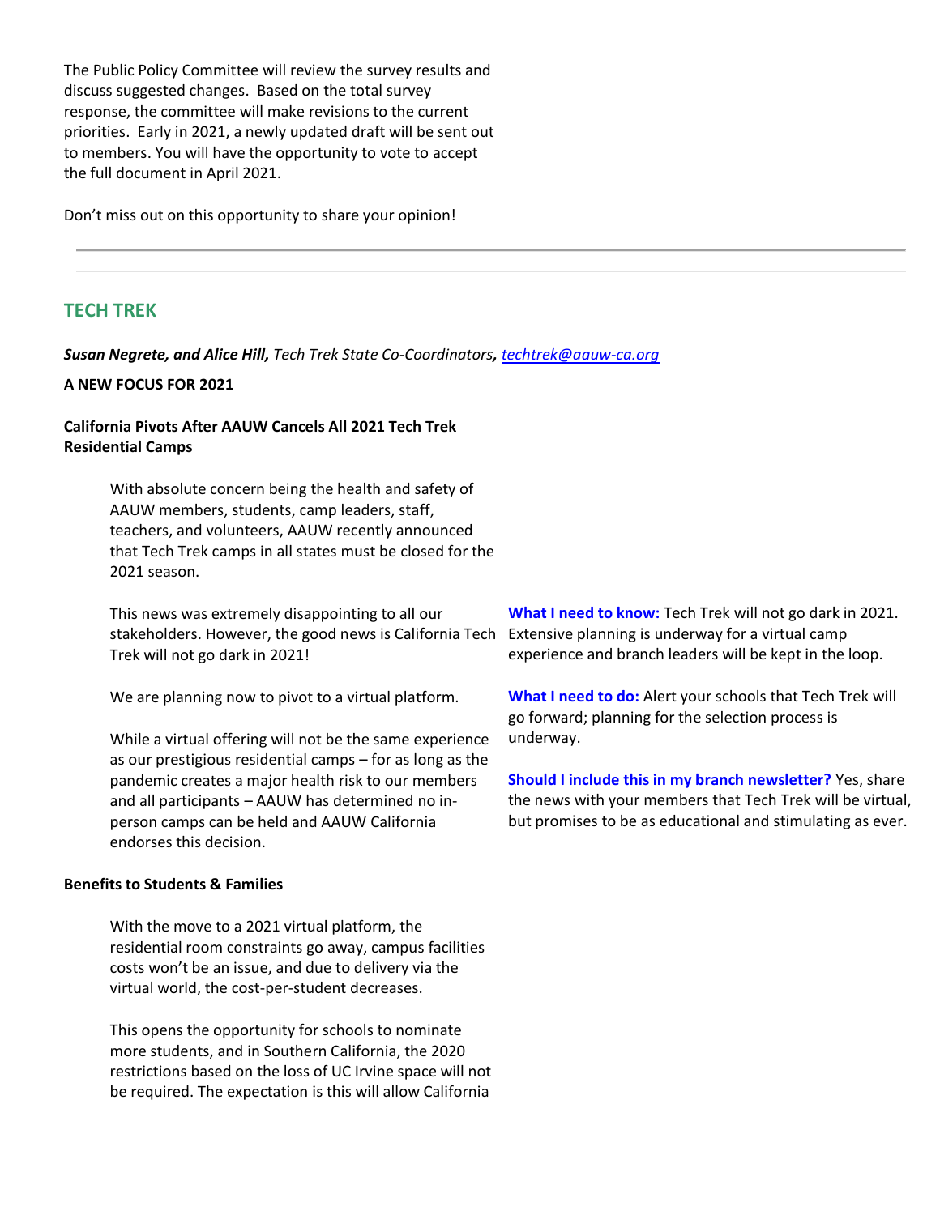The Public Policy Committee will review the survey results and discuss suggested changes. Based on the total survey response, the committee will make revisions to the current priorities. Early in 2021, a newly updated draft will be sent out to members. You will have the opportunity to vote to accept the full document in April 2021.

Don't miss out on this opportunity to share your opinion!

---

## TECH TREK

***Susan Negrete, and Alice Hill,*** *Tech Trek State Co-Coordinators****,*** *techtrek@aauw-ca.org*

**A NEW FOCUS FOR 2021**

**California Pivots After AAUW Cancels All 2021 Tech Trek Residential Camps**

With absolute concern being the health and safety of AAUW members, students, camp leaders, staff, teachers, and volunteers, AAUW recently announced that Tech Trek camps in all states must be closed for the 2021 season.

This news was extremely disappointing to all our stakeholders. However, the good news is California Tech Trek will not go dark in 2021!

We are planning now to pivot to a virtual platform.

While a virtual offering will not be the same experience as our prestigious residential camps – for as long as the pandemic creates a major health risk to our members and all participants – AAUW has determined no in-person camps can be held and AAUW California endorses this decision.

**What I need to know:** Tech Trek will not go dark in 2021. Extensive planning is underway for a virtual camp experience and branch leaders will be kept in the loop.

**What I need to do:** Alert your schools that Tech Trek will go forward; planning for the selection process is underway.

**Should I include this in my branch newsletter?** Yes, share the news with your members that Tech Trek will be virtual, but promises to be as educational and stimulating as ever.

**Benefits to Students & Families**

With the move to a 2021 virtual platform, the residential room constraints go away, campus facilities costs won't be an issue, and due to delivery via the virtual world, the cost-per-student decreases.

This opens the opportunity for schools to nominate more students, and in Southern California, the 2020 restrictions based on the loss of UC Irvine space will not be required. The expectation is this will allow California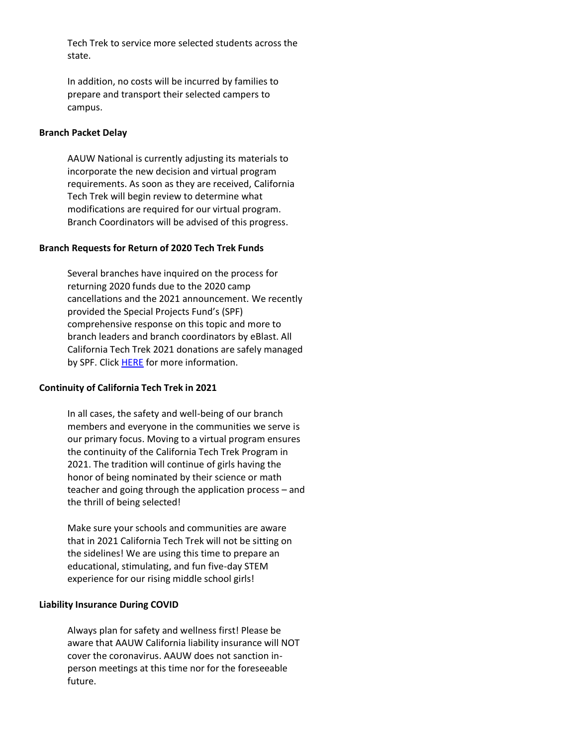Tech Trek to service more selected students across the state.

In addition, no costs will be incurred by families to prepare and transport their selected campers to campus.

**Branch Packet Delay**

AAUW National is currently adjusting its materials to incorporate the new decision and virtual program requirements. As soon as they are received, California Tech Trek will begin review to determine what modifications are required for our virtual program. Branch Coordinators will be advised of this progress.

**Branch Requests for Return of 2020 Tech Trek Funds**

Several branches have inquired on the process for returning 2020 funds due to the 2020 camp cancellations and the 2021 announcement. We recently provided the Special Projects Fund's (SPF) comprehensive response on this topic and more to branch leaders and branch coordinators by eBlast. All California Tech Trek 2021 donations are safely managed by SPF. Click HERE for more information.

**Continuity of California Tech Trek in 2021**

In all cases, the safety and well-being of our branch members and everyone in the communities we serve is our primary focus. Moving to a virtual program ensures the continuity of the California Tech Trek Program in 2021. The tradition will continue of girls having the honor of being nominated by their science or math teacher and going through the application process – and the thrill of being selected!

Make sure your schools and communities are aware that in 2021 California Tech Trek will not be sitting on the sidelines! We are using this time to prepare an educational, stimulating, and fun five-day STEM experience for our rising middle school girls!

**Liability Insurance During COVID**

Always plan for safety and wellness first! Please be aware that AAUW California liability insurance will NOT cover the coronavirus. AAUW does not sanction in-person meetings at this time nor for the foreseeable future.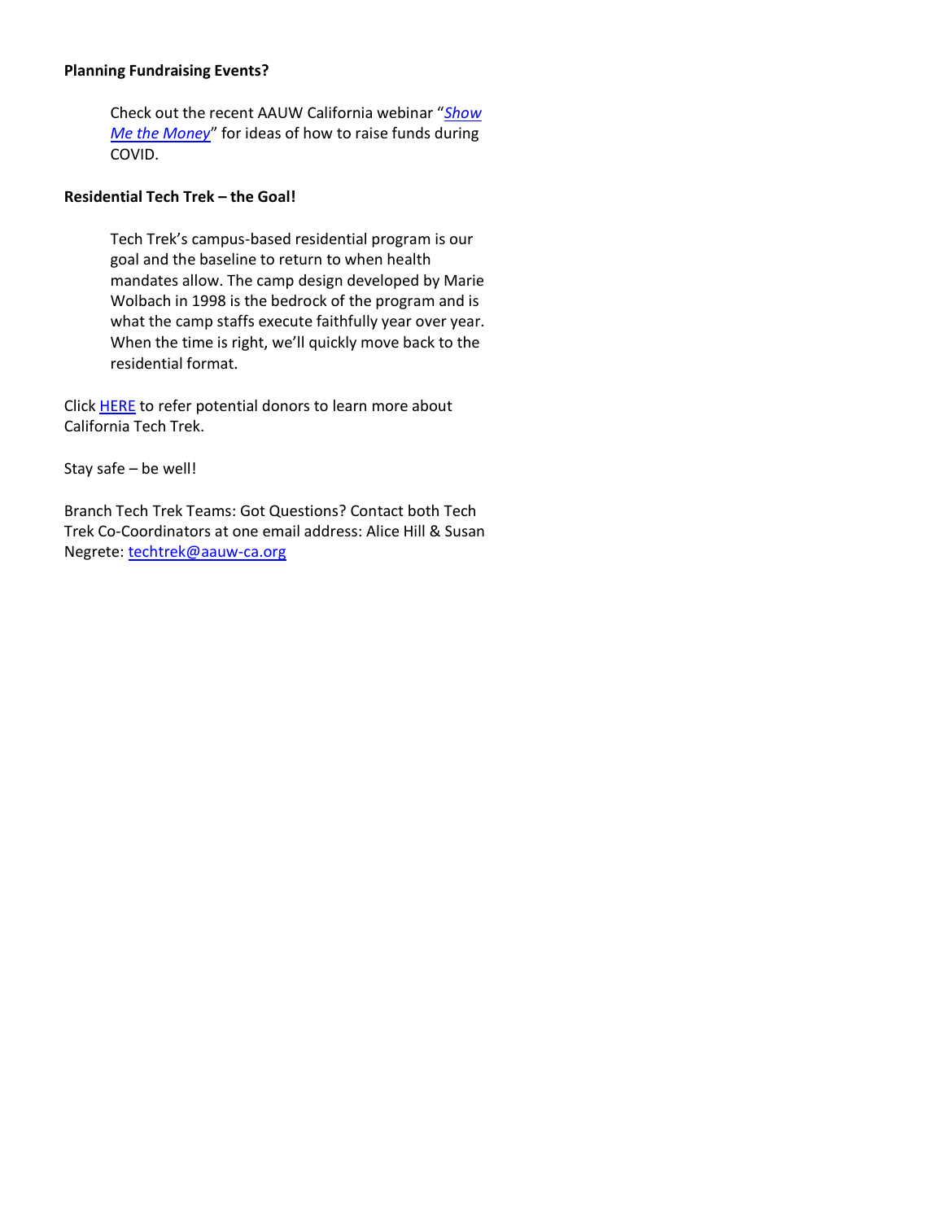**Planning Fundraising Events?**

Check out the recent AAUW California webinar "*Show Me the Money*" for ideas of how to raise funds during COVID.

**Residential Tech Trek – the Goal!**

Tech Trek's campus-based residential program is our goal and the baseline to return to when health mandates allow. The camp design developed by Marie Wolbach in 1998 is the bedrock of the program and is what the camp staffs execute faithfully year over year. When the time is right, we'll quickly move back to the residential format.

Click HERE to refer potential donors to learn more about California Tech Trek.

Stay safe – be well!

Branch Tech Trek Teams: Got Questions? Contact both Tech Trek Co-Coordinators at one email address: Alice Hill & Susan Negrete: techtrek@aauw-ca.org